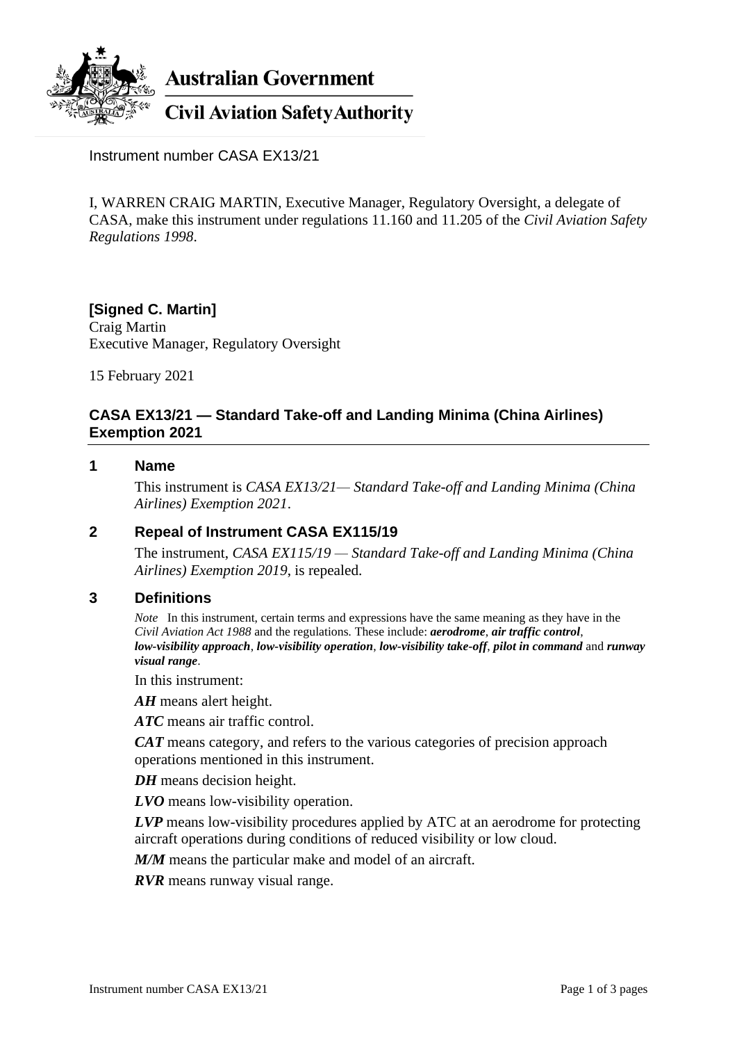**Australian Government**

**Civil Aviation Safety Authority**

Instrument number CASA EX13/21

I, WARREN CRAIG MARTIN, Executive Manager, Regulatory Oversight, a delegate of CASA, make this instrument under regulations 11.160 and 11.205 of the *Civil Aviation Safety Regulations 1998*.

**[Signed C. Martin]**
Craig Martin
Executive Manager, Regulatory Oversight

15 February 2021

## CASA EX13/21 — Standard Take-off and Landing Minima (China Airlines) Exemption 2021

### 1 Name

This instrument is *CASA EX13/21— Standard Take-off and Landing Minima (China Airlines) Exemption 2021*.

### 2 Repeal of Instrument CASA EX115/19

The instrument, *CASA EX115/19 — Standard Take-off and Landing Minima (China Airlines) Exemption 2019*, is repealed.

### 3 Definitions

*Note* In this instrument, certain terms and expressions have the same meaning as they have in the *Civil Aviation Act 1988* and the regulations. These include: ***aerodrome***, ***air traffic control***, ***low-visibility approach***, ***low-visibility operation***, ***low-visibility take-off***, ***pilot in command*** and ***runway visual range***.

In this instrument:

***AH*** means alert height.

***ATC*** means air traffic control.

***CAT*** means category, and refers to the various categories of precision approach operations mentioned in this instrument.

***DH*** means decision height.

***LVO*** means low-visibility operation.

***LVP*** means low-visibility procedures applied by ATC at an aerodrome for protecting aircraft operations during conditions of reduced visibility or low cloud.

***M/M*** means the particular make and model of an aircraft.

***RVR*** means runway visual range.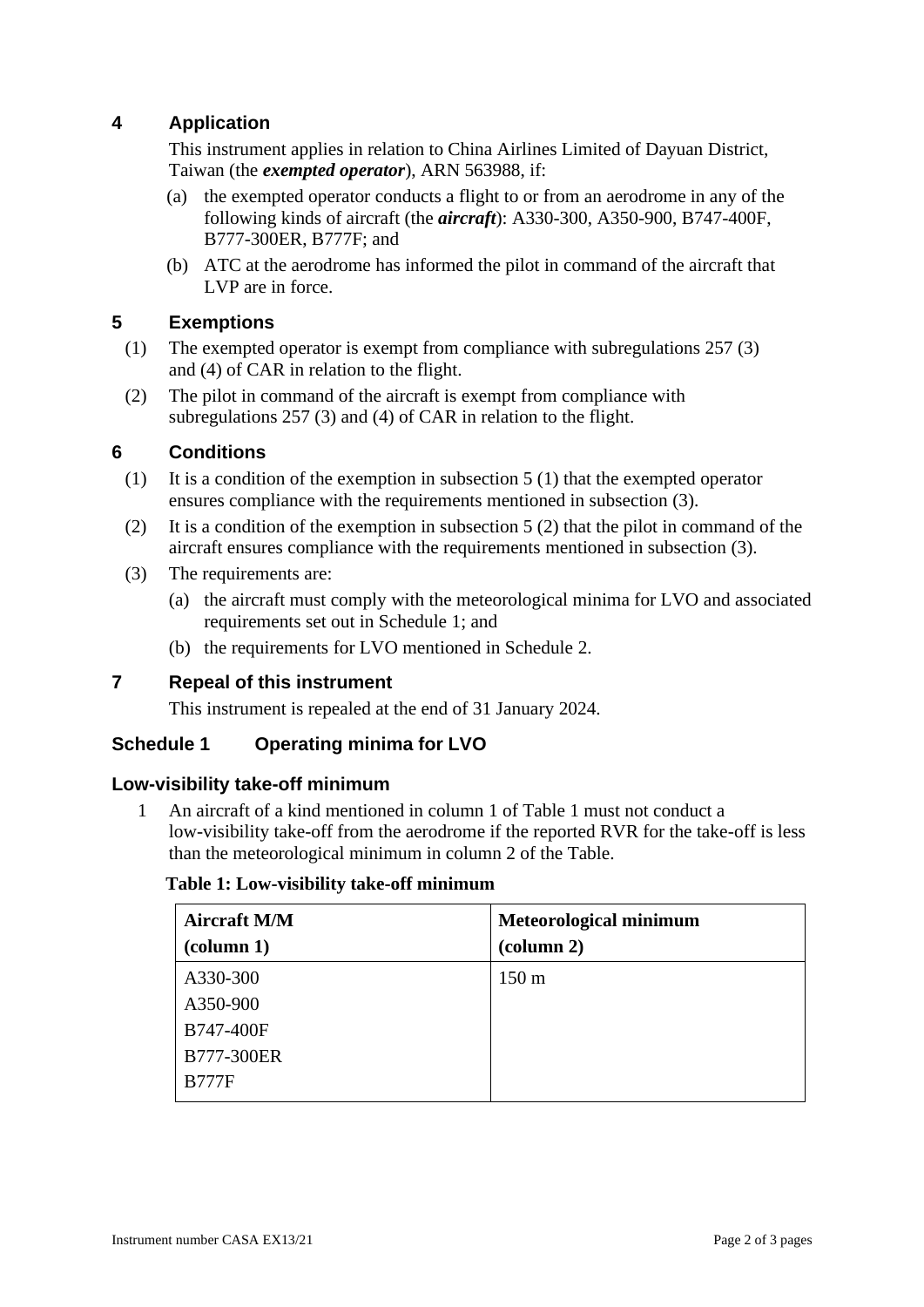## 4 Application

This instrument applies in relation to China Airlines Limited of Dayuan District, Taiwan (the ***exempted operator***), ARN 563988, if:

(a) the exempted operator conducts a flight to or from an aerodrome in any of the following kinds of aircraft (the ***aircraft***): A330-300, A350-900, B747-400F, B777-300ER, B777F; and

(b) ATC at the aerodrome has informed the pilot in command of the aircraft that LVP are in force.

## 5 Exemptions

(1) The exempted operator is exempt from compliance with subregulations 257 (3) and (4) of CAR in relation to the flight.

(2) The pilot in command of the aircraft is exempt from compliance with subregulations 257 (3) and (4) of CAR in relation to the flight.

## 6 Conditions

(1) It is a condition of the exemption in subsection 5 (1) that the exempted operator ensures compliance with the requirements mentioned in subsection (3).

(2) It is a condition of the exemption in subsection 5 (2) that the pilot in command of the aircraft ensures compliance with the requirements mentioned in subsection (3).

(3) The requirements are:

(a) the aircraft must comply with the meteorological minima for LVO and associated requirements set out in Schedule 1; and

(b) the requirements for LVO mentioned in Schedule 2.

## 7 Repeal of this instrument

This instrument is repealed at the end of 31 January 2024.

## Schedule 1 Operating minima for LVO

### Low-visibility take-off minimum

1 An aircraft of a kind mentioned in column 1 of Table 1 must not conduct a low-visibility take-off from the aerodrome if the reported RVR for the take-off is less than the meteorological minimum in column 2 of the Table.

**Table 1: Low-visibility take-off minimum**

| Aircraft M/M (column 1) | Meteorological minimum (column 2) |
|---|---|
| A330-300<br>A350-900<br>B747-400F<br>B777-300ER<br>B777F | 150 m |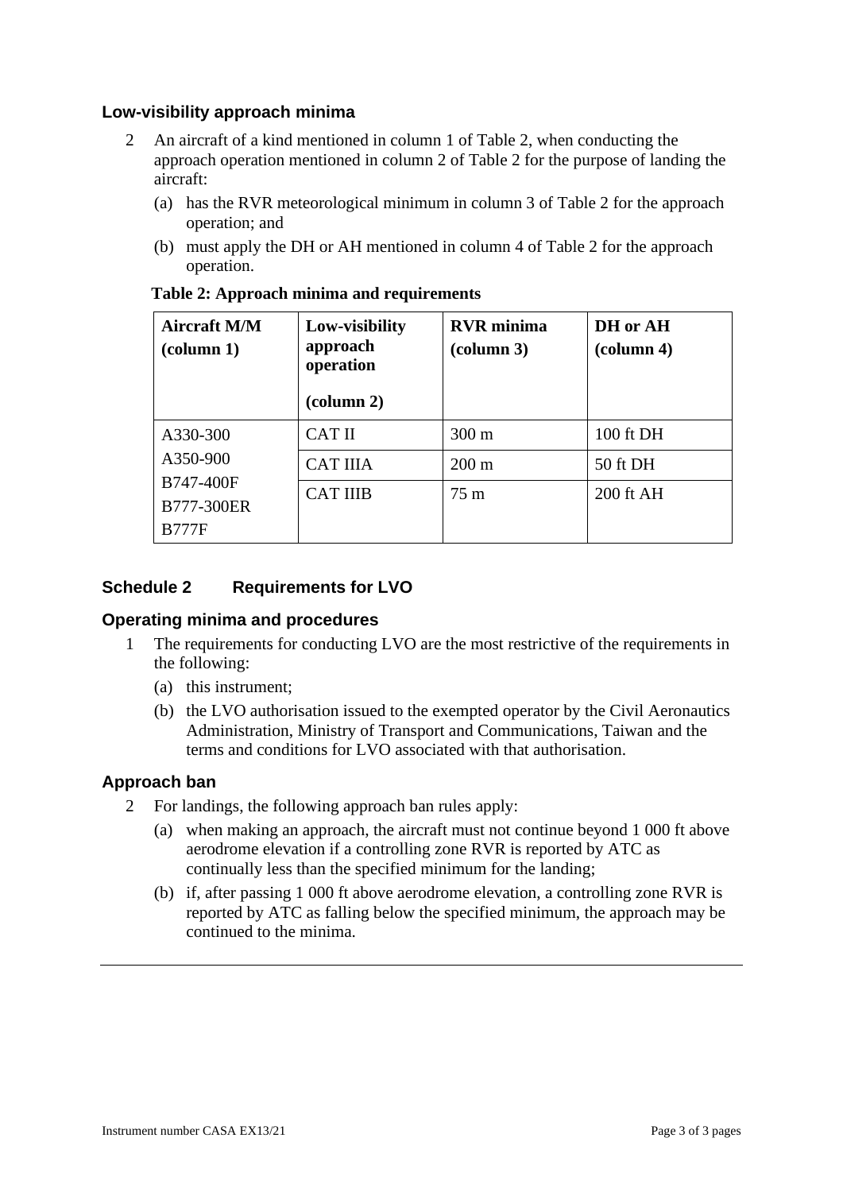### Low-visibility approach minima

2 An aircraft of a kind mentioned in column 1 of Table 2, when conducting the approach operation mentioned in column 2 of Table 2 for the purpose of landing the aircraft:

(a) has the RVR meteorological minimum in column 3 of Table 2 for the approach operation; and

(b) must apply the DH or AH mentioned in column 4 of Table 2 for the approach operation.

**Table 2: Approach minima and requirements**

| Aircraft M/M (column 1) | Low-visibility approach operation (column 2) | RVR minima (column 3) | DH or AH (column 4) |
|---|---|---|---|
| A330-300<br>A350-900<br>B747-400F<br>B777-300ER<br>B777F | CAT II | 300 m | 100 ft DH |
| | CAT IIIA | 200 m | 50 ft DH |
| | CAT IIIB | 75 m | 200 ft AH |

## Schedule 2 Requirements for LVO

### Operating minima and procedures

1 The requirements for conducting LVO are the most restrictive of the requirements in the following:

(a) this instrument;

(b) the LVO authorisation issued to the exempted operator by the Civil Aeronautics Administration, Ministry of Transport and Communications, Taiwan and the terms and conditions for LVO associated with that authorisation.

### Approach ban

2 For landings, the following approach ban rules apply:

(a) when making an approach, the aircraft must not continue beyond 1 000 ft above aerodrome elevation if a controlling zone RVR is reported by ATC as continually less than the specified minimum for the landing;

(b) if, after passing 1 000 ft above aerodrome elevation, a controlling zone RVR is reported by ATC as falling below the specified minimum, the approach may be continued to the minima.